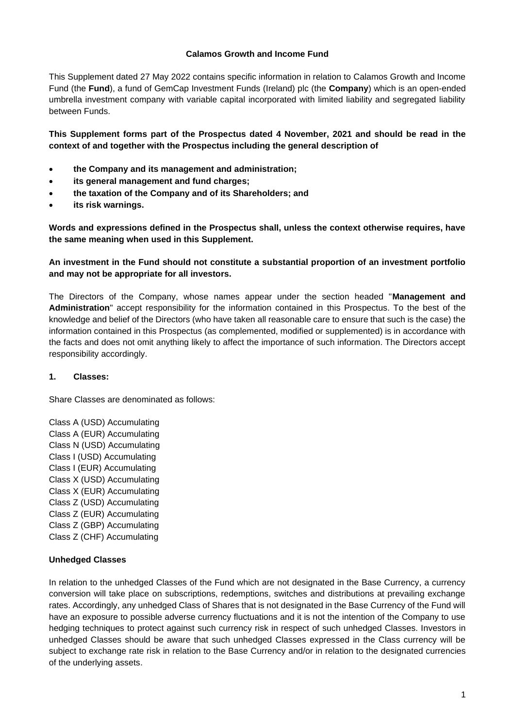**Calamos Growth and Income Fund**

This Supplement dated 27 May 2022 contains specific information in relation to Calamos Growth and Income Fund (the **Fund**), a fund of GemCap Investment Funds (Ireland) plc (the **Company**) which is an open-ended umbrella investment company with variable capital incorporated with limited liability and segregated liability between Funds.

**This Supplement forms part of the Prospectus dated 4 November, 2021 and should be read in the context of and together with the Prospectus including the general description of**

- **the Company and its management and administration;**
- **its general management and fund charges;**
- **the taxation of the Company and of its Shareholders; and**
- **its risk warnings.**

**Words and expressions defined in the Prospectus shall, unless the context otherwise requires, have the same meaning when used in this Supplement.**

**An investment in the Fund should not constitute a substantial proportion of an investment portfolio and may not be appropriate for all investors.**

The Directors of the Company, whose names appear under the section headed "**Management and Administration**" accept responsibility for the information contained in this Prospectus. To the best of the knowledge and belief of the Directors (who have taken all reasonable care to ensure that such is the case) the information contained in this Prospectus (as complemented, modified or supplemented) is in accordance with the facts and does not omit anything likely to affect the importance of such information. The Directors accept responsibility accordingly.

## 1. Classes:

Share Classes are denominated as follows:

Class A (USD) Accumulating
Class A (EUR) Accumulating
Class N (USD) Accumulating
Class I (USD) Accumulating
Class I (EUR) Accumulating
Class X (USD) Accumulating
Class X (EUR) Accumulating
Class Z (USD) Accumulating
Class Z (EUR) Accumulating
Class Z (GBP) Accumulating
Class Z (CHF) Accumulating

**Unhedged Classes**

In relation to the unhedged Classes of the Fund which are not designated in the Base Currency, a currency conversion will take place on subscriptions, redemptions, switches and distributions at prevailing exchange rates. Accordingly, any unhedged Class of Shares that is not designated in the Base Currency of the Fund will have an exposure to possible adverse currency fluctuations and it is not the intention of the Company to use hedging techniques to protect against such currency risk in respect of such unhedged Classes. Investors in unhedged Classes should be aware that such unhedged Classes expressed in the Class currency will be subject to exchange rate risk in relation to the Base Currency and/or in relation to the designated currencies of the underlying assets.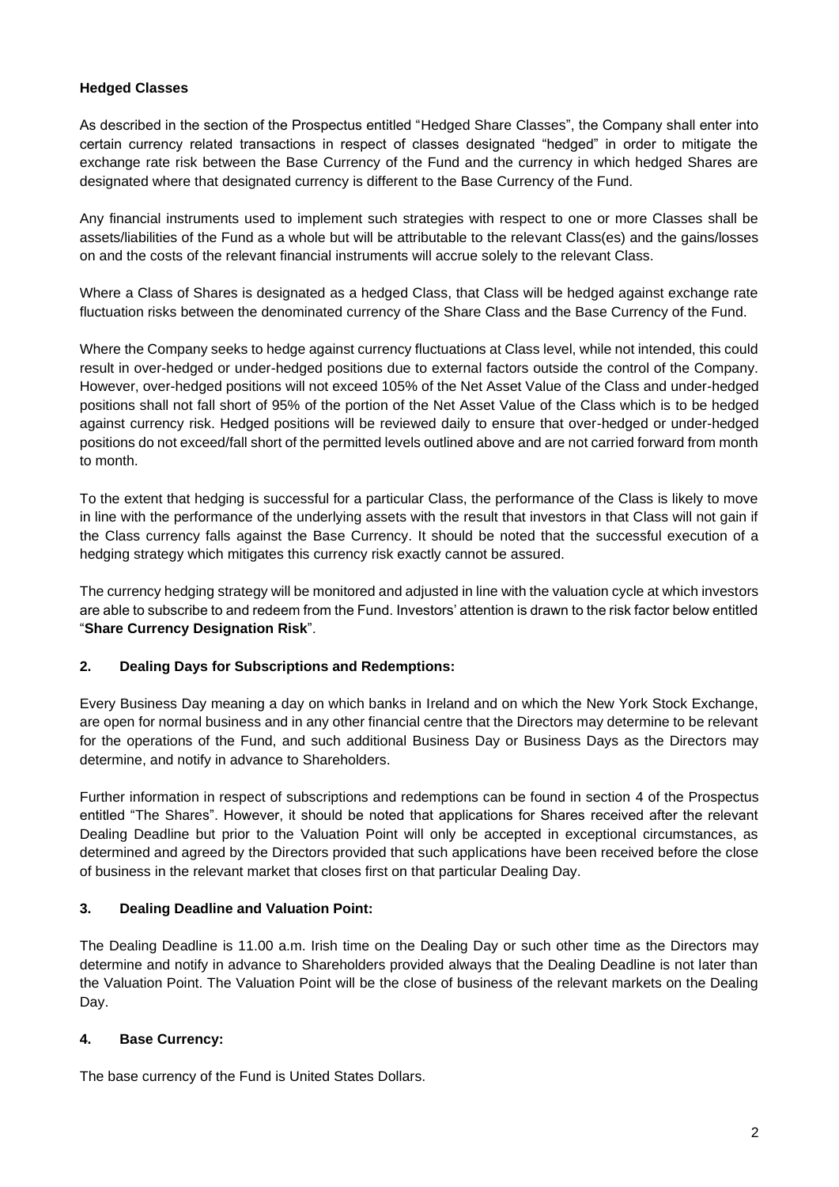**Hedged Classes**

As described in the section of the Prospectus entitled "Hedged Share Classes", the Company shall enter into certain currency related transactions in respect of classes designated "hedged" in order to mitigate the exchange rate risk between the Base Currency of the Fund and the currency in which hedged Shares are designated where that designated currency is different to the Base Currency of the Fund.

Any financial instruments used to implement such strategies with respect to one or more Classes shall be assets/liabilities of the Fund as a whole but will be attributable to the relevant Class(es) and the gains/losses on and the costs of the relevant financial instruments will accrue solely to the relevant Class.

Where a Class of Shares is designated as a hedged Class, that Class will be hedged against exchange rate fluctuation risks between the denominated currency of the Share Class and the Base Currency of the Fund.

Where the Company seeks to hedge against currency fluctuations at Class level, while not intended, this could result in over-hedged or under-hedged positions due to external factors outside the control of the Company. However, over-hedged positions will not exceed 105% of the Net Asset Value of the Class and under-hedged positions shall not fall short of 95% of the portion of the Net Asset Value of the Class which is to be hedged against currency risk. Hedged positions will be reviewed daily to ensure that over-hedged or under-hedged positions do not exceed/fall short of the permitted levels outlined above and are not carried forward from month to month.

To the extent that hedging is successful for a particular Class, the performance of the Class is likely to move in line with the performance of the underlying assets with the result that investors in that Class will not gain if the Class currency falls against the Base Currency. It should be noted that the successful execution of a hedging strategy which mitigates this currency risk exactly cannot be assured.

The currency hedging strategy will be monitored and adjusted in line with the valuation cycle at which investors are able to subscribe to and redeem from the Fund. Investors' attention is drawn to the risk factor below entitled "**Share Currency Designation Risk**".

## 2. Dealing Days for Subscriptions and Redemptions:

Every Business Day meaning a day on which banks in Ireland and on which the New York Stock Exchange, are open for normal business and in any other financial centre that the Directors may determine to be relevant for the operations of the Fund, and such additional Business Day or Business Days as the Directors may determine, and notify in advance to Shareholders.

Further information in respect of subscriptions and redemptions can be found in section 4 of the Prospectus entitled "The Shares". However, it should be noted that applications for Shares received after the relevant Dealing Deadline but prior to the Valuation Point will only be accepted in exceptional circumstances, as determined and agreed by the Directors provided that such applications have been received before the close of business in the relevant market that closes first on that particular Dealing Day.

## 3. Dealing Deadline and Valuation Point:

The Dealing Deadline is 11.00 a.m. Irish time on the Dealing Day or such other time as the Directors may determine and notify in advance to Shareholders provided always that the Dealing Deadline is not later than the Valuation Point. The Valuation Point will be the close of business of the relevant markets on the Dealing Day.

## 4. Base Currency:

The base currency of the Fund is United States Dollars.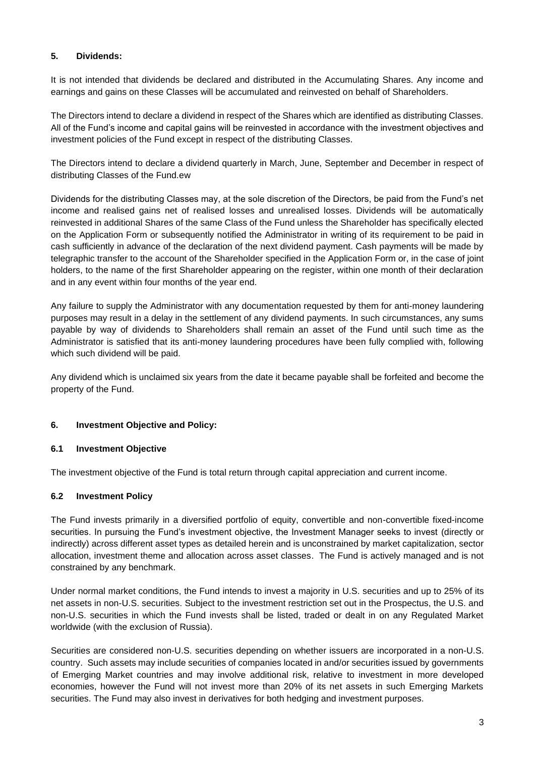## 5. Dividends:

It is not intended that dividends be declared and distributed in the Accumulating Shares. Any income and earnings and gains on these Classes will be accumulated and reinvested on behalf of Shareholders.

The Directors intend to declare a dividend in respect of the Shares which are identified as distributing Classes. All of the Fund's income and capital gains will be reinvested in accordance with the investment objectives and investment policies of the Fund except in respect of the distributing Classes.

The Directors intend to declare a dividend quarterly in March, June, September and December in respect of distributing Classes of the Fund.ew

Dividends for the distributing Classes may, at the sole discretion of the Directors, be paid from the Fund's net income and realised gains net of realised losses and unrealised losses. Dividends will be automatically reinvested in additional Shares of the same Class of the Fund unless the Shareholder has specifically elected on the Application Form or subsequently notified the Administrator in writing of its requirement to be paid in cash sufficiently in advance of the declaration of the next dividend payment. Cash payments will be made by telegraphic transfer to the account of the Shareholder specified in the Application Form or, in the case of joint holders, to the name of the first Shareholder appearing on the register, within one month of their declaration and in any event within four months of the year end.

Any failure to supply the Administrator with any documentation requested by them for anti-money laundering purposes may result in a delay in the settlement of any dividend payments. In such circumstances, any sums payable by way of dividends to Shareholders shall remain an asset of the Fund until such time as the Administrator is satisfied that its anti-money laundering procedures have been fully complied with, following which such dividend will be paid.

Any dividend which is unclaimed six years from the date it became payable shall be forfeited and become the property of the Fund.

## 6. Investment Objective and Policy:

### 6.1 Investment Objective

The investment objective of the Fund is total return through capital appreciation and current income.

### 6.2 Investment Policy

The Fund invests primarily in a diversified portfolio of equity, convertible and non-convertible fixed-income securities. In pursuing the Fund's investment objective, the Investment Manager seeks to invest (directly or indirectly) across different asset types as detailed herein and is unconstrained by market capitalization, sector allocation, investment theme and allocation across asset classes. The Fund is actively managed and is not constrained by any benchmark.

Under normal market conditions, the Fund intends to invest a majority in U.S. securities and up to 25% of its net assets in non-U.S. securities. Subject to the investment restriction set out in the Prospectus, the U.S. and non-U.S. securities in which the Fund invests shall be listed, traded or dealt in on any Regulated Market worldwide (with the exclusion of Russia).

Securities are considered non-U.S. securities depending on whether issuers are incorporated in a non-U.S. country. Such assets may include securities of companies located in and/or securities issued by governments of Emerging Market countries and may involve additional risk, relative to investment in more developed economies, however the Fund will not invest more than 20% of its net assets in such Emerging Markets securities. The Fund may also invest in derivatives for both hedging and investment purposes.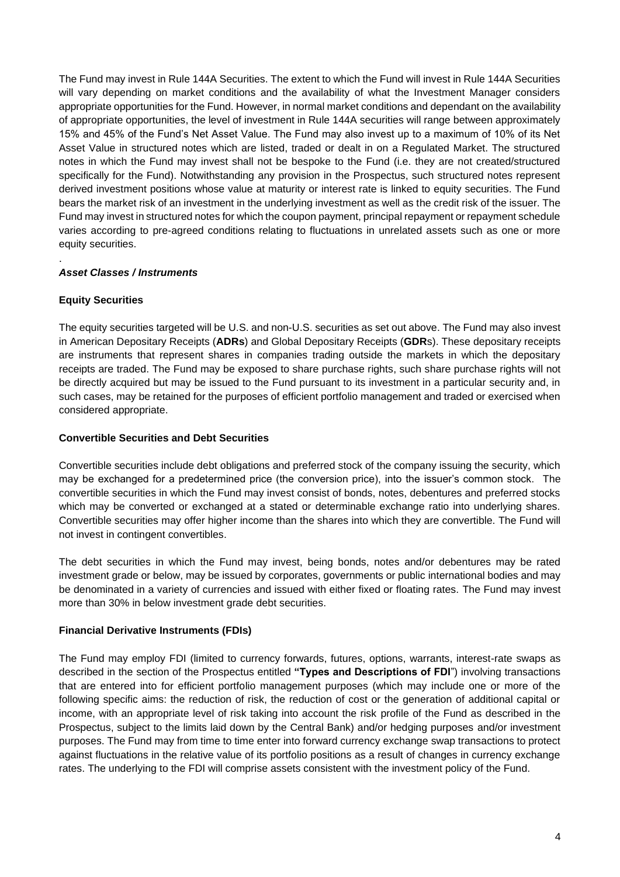The Fund may invest in Rule 144A Securities. The extent to which the Fund will invest in Rule 144A Securities will vary depending on market conditions and the availability of what the Investment Manager considers appropriate opportunities for the Fund. However, in normal market conditions and dependant on the availability of appropriate opportunities, the level of investment in Rule 144A securities will range between approximately 15% and 45% of the Fund's Net Asset Value. The Fund may also invest up to a maximum of 10% of its Net Asset Value in structured notes which are listed, traded or dealt in on a Regulated Market. The structured notes in which the Fund may invest shall not be bespoke to the Fund (i.e. they are not created/structured specifically for the Fund). Notwithstanding any provision in the Prospectus, such structured notes represent derived investment positions whose value at maturity or interest rate is linked to equity securities. The Fund bears the market risk of an investment in the underlying investment as well as the credit risk of the issuer. The Fund may invest in structured notes for which the coupon payment, principal repayment or repayment schedule varies according to pre-agreed conditions relating to fluctuations in unrelated assets such as one or more equity securities.

.

***Asset Classes / Instruments***

**Equity Securities**

The equity securities targeted will be U.S. and non-U.S. securities as set out above. The Fund may also invest in American Depositary Receipts (**ADRs**) and Global Depositary Receipts (**GDR**s). These depositary receipts are instruments that represent shares in companies trading outside the markets in which the depositary receipts are traded. The Fund may be exposed to share purchase rights, such share purchase rights will not be directly acquired but may be issued to the Fund pursuant to its investment in a particular security and, in such cases, may be retained for the purposes of efficient portfolio management and traded or exercised when considered appropriate.

**Convertible Securities and Debt Securities**

Convertible securities include debt obligations and preferred stock of the company issuing the security, which may be exchanged for a predetermined price (the conversion price), into the issuer's common stock. The convertible securities in which the Fund may invest consist of bonds, notes, debentures and preferred stocks which may be converted or exchanged at a stated or determinable exchange ratio into underlying shares. Convertible securities may offer higher income than the shares into which they are convertible. The Fund will not invest in contingent convertibles.

The debt securities in which the Fund may invest, being bonds, notes and/or debentures may be rated investment grade or below, may be issued by corporates, governments or public international bodies and may be denominated in a variety of currencies and issued with either fixed or floating rates. The Fund may invest more than 30% in below investment grade debt securities.

**Financial Derivative Instruments (FDIs)**

The Fund may employ FDI (limited to currency forwards, futures, options, warrants, interest-rate swaps as described in the section of the Prospectus entitled **"Types and Descriptions of FDI**") involving transactions that are entered into for efficient portfolio management purposes (which may include one or more of the following specific aims: the reduction of risk, the reduction of cost or the generation of additional capital or income, with an appropriate level of risk taking into account the risk profile of the Fund as described in the Prospectus, subject to the limits laid down by the Central Bank) and/or hedging purposes and/or investment purposes. The Fund may from time to time enter into forward currency exchange swap transactions to protect against fluctuations in the relative value of its portfolio positions as a result of changes in currency exchange rates. The underlying to the FDI will comprise assets consistent with the investment policy of the Fund.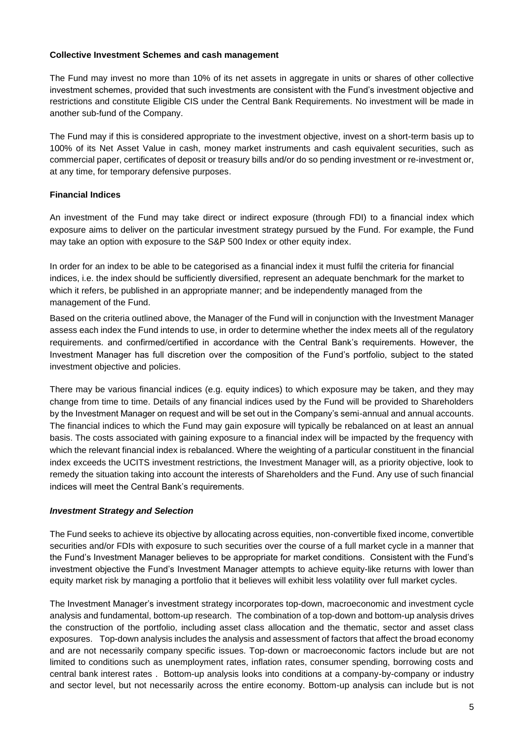**Collective Investment Schemes and cash management**

The Fund may invest no more than 10% of its net assets in aggregate in units or shares of other collective investment schemes, provided that such investments are consistent with the Fund's investment objective and restrictions and constitute Eligible CIS under the Central Bank Requirements. No investment will be made in another sub-fund of the Company.

The Fund may if this is considered appropriate to the investment objective, invest on a short-term basis up to 100% of its Net Asset Value in cash, money market instruments and cash equivalent securities, such as commercial paper, certificates of deposit or treasury bills and/or do so pending investment or re-investment or, at any time, for temporary defensive purposes.

**Financial Indices**

An investment of the Fund may take direct or indirect exposure (through FDI) to a financial index which exposure aims to deliver on the particular investment strategy pursued by the Fund. For example, the Fund may take an option with exposure to the S&P 500 Index or other equity index.

In order for an index to be able to be categorised as a financial index it must fulfil the criteria for financial indices, i.e. the index should be sufficiently diversified, represent an adequate benchmark for the market to which it refers, be published in an appropriate manner; and be independently managed from the management of the Fund.

Based on the criteria outlined above, the Manager of the Fund will in conjunction with the Investment Manager assess each index the Fund intends to use, in order to determine whether the index meets all of the regulatory requirements. and confirmed/certified in accordance with the Central Bank's requirements. However, the Investment Manager has full discretion over the composition of the Fund's portfolio, subject to the stated investment objective and policies.

There may be various financial indices (e.g. equity indices) to which exposure may be taken, and they may change from time to time. Details of any financial indices used by the Fund will be provided to Shareholders by the Investment Manager on request and will be set out in the Company's semi-annual and annual accounts. The financial indices to which the Fund may gain exposure will typically be rebalanced on at least an annual basis. The costs associated with gaining exposure to a financial index will be impacted by the frequency with which the relevant financial index is rebalanced. Where the weighting of a particular constituent in the financial index exceeds the UCITS investment restrictions, the Investment Manager will, as a priority objective, look to remedy the situation taking into account the interests of Shareholders and the Fund. Any use of such financial indices will meet the Central Bank's requirements.

***Investment Strategy and Selection***

The Fund seeks to achieve its objective by allocating across equities, non-convertible fixed income, convertible securities and/or FDIs with exposure to such securities over the course of a full market cycle in a manner that the Fund's Investment Manager believes to be appropriate for market conditions. Consistent with the Fund's investment objective the Fund's Investment Manager attempts to achieve equity-like returns with lower than equity market risk by managing a portfolio that it believes will exhibit less volatility over full market cycles.

The Investment Manager's investment strategy incorporates top-down, macroeconomic and investment cycle analysis and fundamental, bottom-up research. The combination of a top-down and bottom-up analysis drives the construction of the portfolio, including asset class allocation and the thematic, sector and asset class exposures. Top-down analysis includes the analysis and assessment of factors that affect the broad economy and are not necessarily company specific issues. Top-down or macroeconomic factors include but are not limited to conditions such as unemployment rates, inflation rates, consumer spending, borrowing costs and central bank interest rates . Bottom-up analysis looks into conditions at a company-by-company or industry and sector level, but not necessarily across the entire economy. Bottom-up analysis can include but is not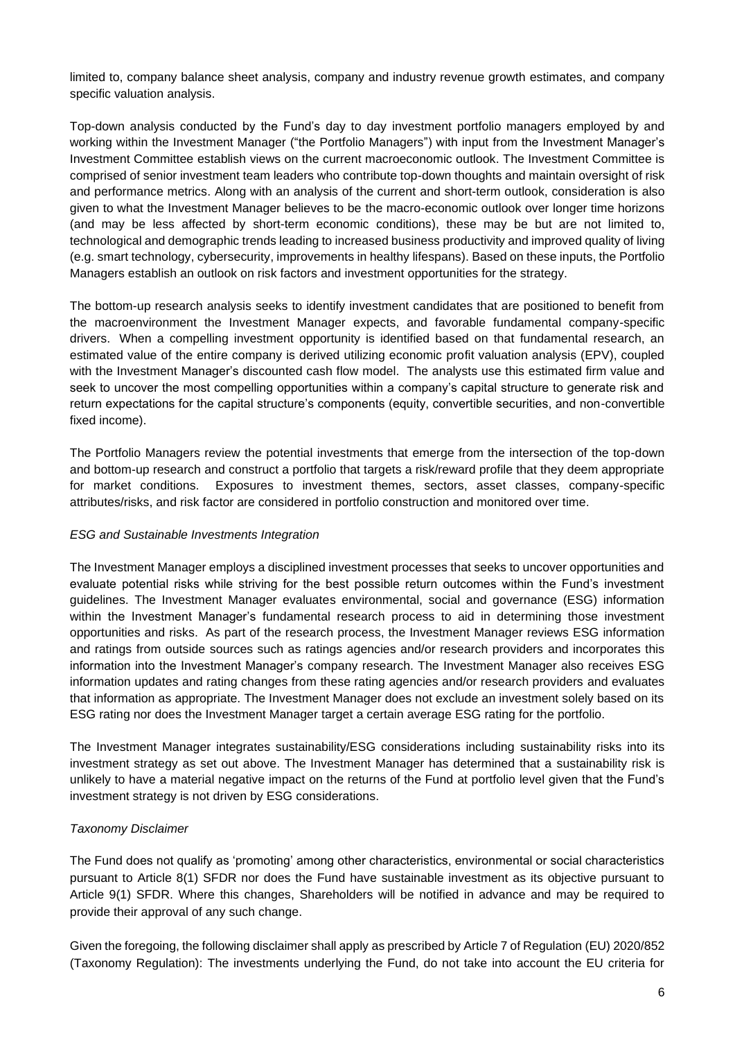limited to, company balance sheet analysis, company and industry revenue growth estimates, and company specific valuation analysis.

Top-down analysis conducted by the Fund's day to day investment portfolio managers employed by and working within the Investment Manager ("the Portfolio Managers") with input from the Investment Manager's Investment Committee establish views on the current macroeconomic outlook. The Investment Committee is comprised of senior investment team leaders who contribute top-down thoughts and maintain oversight of risk and performance metrics. Along with an analysis of the current and short-term outlook, consideration is also given to what the Investment Manager believes to be the macro-economic outlook over longer time horizons (and may be less affected by short-term economic conditions), these may be but are not limited to, technological and demographic trends leading to increased business productivity and improved quality of living (e.g. smart technology, cybersecurity, improvements in healthy lifespans). Based on these inputs, the Portfolio Managers establish an outlook on risk factors and investment opportunities for the strategy.

The bottom-up research analysis seeks to identify investment candidates that are positioned to benefit from the macroenvironment the Investment Manager expects, and favorable fundamental company-specific drivers. When a compelling investment opportunity is identified based on that fundamental research, an estimated value of the entire company is derived utilizing economic profit valuation analysis (EPV), coupled with the Investment Manager's discounted cash flow model. The analysts use this estimated firm value and seek to uncover the most compelling opportunities within a company's capital structure to generate risk and return expectations for the capital structure's components (equity, convertible securities, and non-convertible fixed income).

The Portfolio Managers review the potential investments that emerge from the intersection of the top-down and bottom-up research and construct a portfolio that targets a risk/reward profile that they deem appropriate for market conditions. Exposures to investment themes, sectors, asset classes, company-specific attributes/risks, and risk factor are considered in portfolio construction and monitored over time.

*ESG and Sustainable Investments Integration*

The Investment Manager employs a disciplined investment processes that seeks to uncover opportunities and evaluate potential risks while striving for the best possible return outcomes within the Fund's investment guidelines. The Investment Manager evaluates environmental, social and governance (ESG) information within the Investment Manager's fundamental research process to aid in determining those investment opportunities and risks. As part of the research process, the Investment Manager reviews ESG information and ratings from outside sources such as ratings agencies and/or research providers and incorporates this information into the Investment Manager's company research. The Investment Manager also receives ESG information updates and rating changes from these rating agencies and/or research providers and evaluates that information as appropriate. The Investment Manager does not exclude an investment solely based on its ESG rating nor does the Investment Manager target a certain average ESG rating for the portfolio.

The Investment Manager integrates sustainability/ESG considerations including sustainability risks into its investment strategy as set out above. The Investment Manager has determined that a sustainability risk is unlikely to have a material negative impact on the returns of the Fund at portfolio level given that the Fund's investment strategy is not driven by ESG considerations.

*Taxonomy Disclaimer*

The Fund does not qualify as 'promoting' among other characteristics, environmental or social characteristics pursuant to Article 8(1) SFDR nor does the Fund have sustainable investment as its objective pursuant to Article 9(1) SFDR. Where this changes, Shareholders will be notified in advance and may be required to provide their approval of any such change.

Given the foregoing, the following disclaimer shall apply as prescribed by Article 7 of Regulation (EU) 2020/852 (Taxonomy Regulation): The investments underlying the Fund, do not take into account the EU criteria for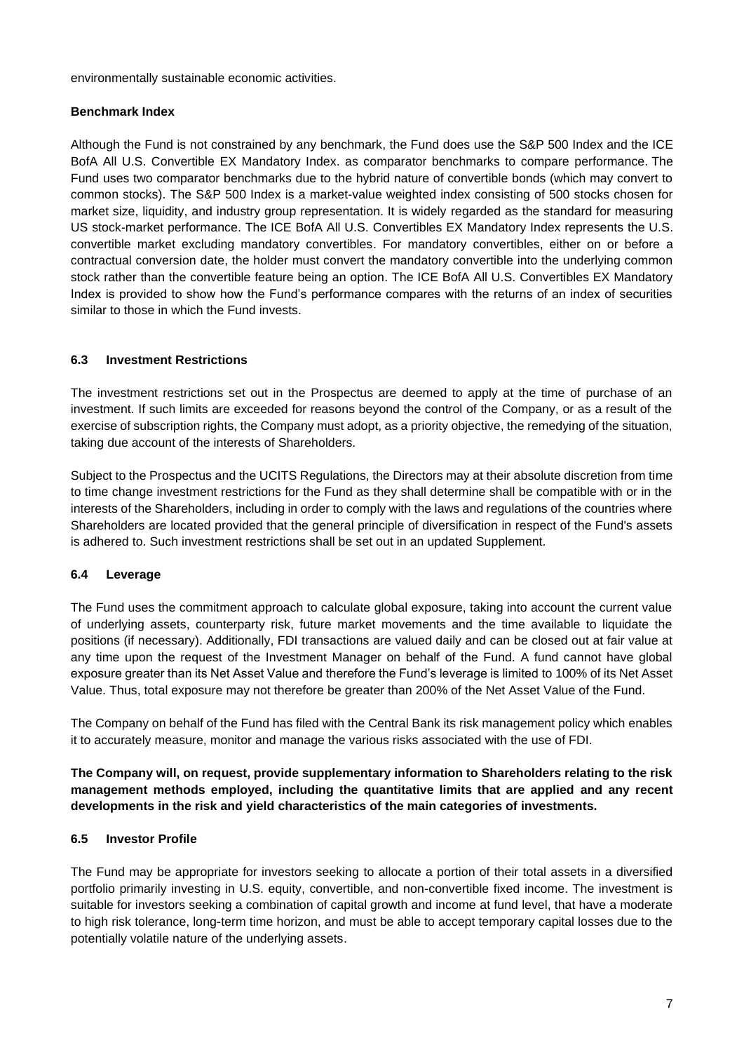environmentally sustainable economic activities.

**Benchmark Index**

Although the Fund is not constrained by any benchmark, the Fund does use the S&P 500 Index and the ICE BofA All U.S. Convertible EX Mandatory Index. as comparator benchmarks to compare performance. The Fund uses two comparator benchmarks due to the hybrid nature of convertible bonds (which may convert to common stocks). The S&P 500 Index is a market-value weighted index consisting of 500 stocks chosen for market size, liquidity, and industry group representation. It is widely regarded as the standard for measuring US stock-market performance. The ICE BofA All U.S. Convertibles EX Mandatory Index represents the U.S. convertible market excluding mandatory convertibles. For mandatory convertibles, either on or before a contractual conversion date, the holder must convert the mandatory convertible into the underlying common stock rather than the convertible feature being an option. The ICE BofA All U.S. Convertibles EX Mandatory Index is provided to show how the Fund's performance compares with the returns of an index of securities similar to those in which the Fund invests.

## 6.3 Investment Restrictions

The investment restrictions set out in the Prospectus are deemed to apply at the time of purchase of an investment. If such limits are exceeded for reasons beyond the control of the Company, or as a result of the exercise of subscription rights, the Company must adopt, as a priority objective, the remedying of the situation, taking due account of the interests of Shareholders.

Subject to the Prospectus and the UCITS Regulations, the Directors may at their absolute discretion from time to time change investment restrictions for the Fund as they shall determine shall be compatible with or in the interests of the Shareholders, including in order to comply with the laws and regulations of the countries where Shareholders are located provided that the general principle of diversification in respect of the Fund's assets is adhered to. Such investment restrictions shall be set out in an updated Supplement.

## 6.4 Leverage

The Fund uses the commitment approach to calculate global exposure, taking into account the current value of underlying assets, counterparty risk, future market movements and the time available to liquidate the positions (if necessary). Additionally, FDI transactions are valued daily and can be closed out at fair value at any time upon the request of the Investment Manager on behalf of the Fund. A fund cannot have global exposure greater than its Net Asset Value and therefore the Fund's leverage is limited to 100% of its Net Asset Value. Thus, total exposure may not therefore be greater than 200% of the Net Asset Value of the Fund.

The Company on behalf of the Fund has filed with the Central Bank its risk management policy which enables it to accurately measure, monitor and manage the various risks associated with the use of FDI.

**The Company will, on request, provide supplementary information to Shareholders relating to the risk management methods employed, including the quantitative limits that are applied and any recent developments in the risk and yield characteristics of the main categories of investments.**

## 6.5 Investor Profile

The Fund may be appropriate for investors seeking to allocate a portion of their total assets in a diversified portfolio primarily investing in U.S. equity, convertible, and non-convertible fixed income. The investment is suitable for investors seeking a combination of capital growth and income at fund level, that have a moderate to high risk tolerance, long-term time horizon, and must be able to accept temporary capital losses due to the potentially volatile nature of the underlying assets.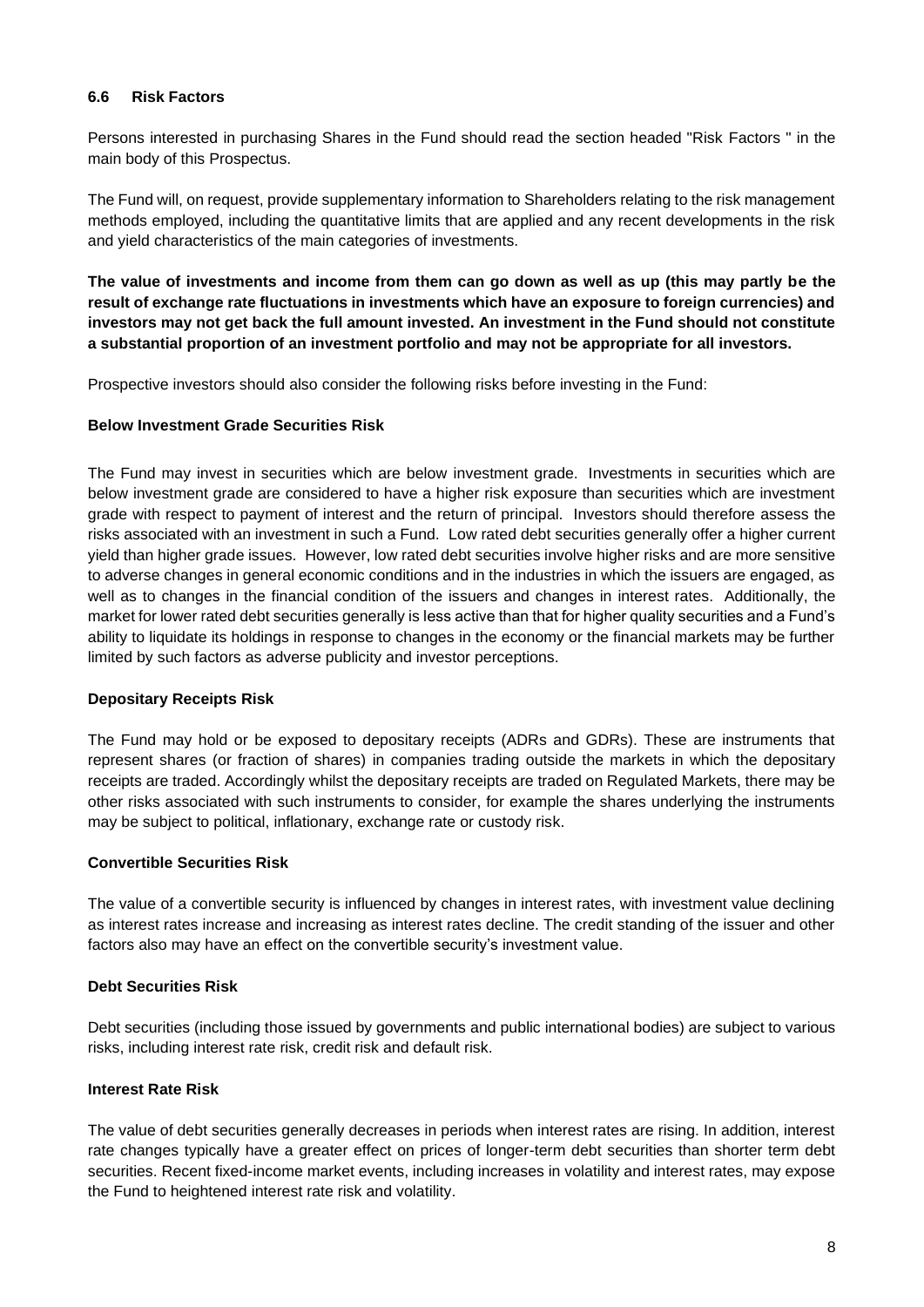### 6.6 Risk Factors

Persons interested in purchasing Shares in the Fund should read the section headed "Risk Factors " in the main body of this Prospectus.

The Fund will, on request, provide supplementary information to Shareholders relating to the risk management methods employed, including the quantitative limits that are applied and any recent developments in the risk and yield characteristics of the main categories of investments.

**The value of investments and income from them can go down as well as up (this may partly be the result of exchange rate fluctuations in investments which have an exposure to foreign currencies) and investors may not get back the full amount invested. An investment in the Fund should not constitute a substantial proportion of an investment portfolio and may not be appropriate for all investors.**

Prospective investors should also consider the following risks before investing in the Fund:

**Below Investment Grade Securities Risk**

The Fund may invest in securities which are below investment grade. Investments in securities which are below investment grade are considered to have a higher risk exposure than securities which are investment grade with respect to payment of interest and the return of principal. Investors should therefore assess the risks associated with an investment in such a Fund. Low rated debt securities generally offer a higher current yield than higher grade issues. However, low rated debt securities involve higher risks and are more sensitive to adverse changes in general economic conditions and in the industries in which the issuers are engaged, as well as to changes in the financial condition of the issuers and changes in interest rates. Additionally, the market for lower rated debt securities generally is less active than that for higher quality securities and a Fund's ability to liquidate its holdings in response to changes in the economy or the financial markets may be further limited by such factors as adverse publicity and investor perceptions.

**Depositary Receipts Risk**

The Fund may hold or be exposed to depositary receipts (ADRs and GDRs). These are instruments that represent shares (or fraction of shares) in companies trading outside the markets in which the depositary receipts are traded. Accordingly whilst the depositary receipts are traded on Regulated Markets, there may be other risks associated with such instruments to consider, for example the shares underlying the instruments may be subject to political, inflationary, exchange rate or custody risk.

**Convertible Securities Risk**

The value of a convertible security is influenced by changes in interest rates, with investment value declining as interest rates increase and increasing as interest rates decline. The credit standing of the issuer and other factors also may have an effect on the convertible security's investment value.

**Debt Securities Risk**

Debt securities (including those issued by governments and public international bodies) are subject to various risks, including interest rate risk, credit risk and default risk.

**Interest Rate Risk**

The value of debt securities generally decreases in periods when interest rates are rising. In addition, interest rate changes typically have a greater effect on prices of longer-term debt securities than shorter term debt securities. Recent fixed-income market events, including increases in volatility and interest rates, may expose the Fund to heightened interest rate risk and volatility.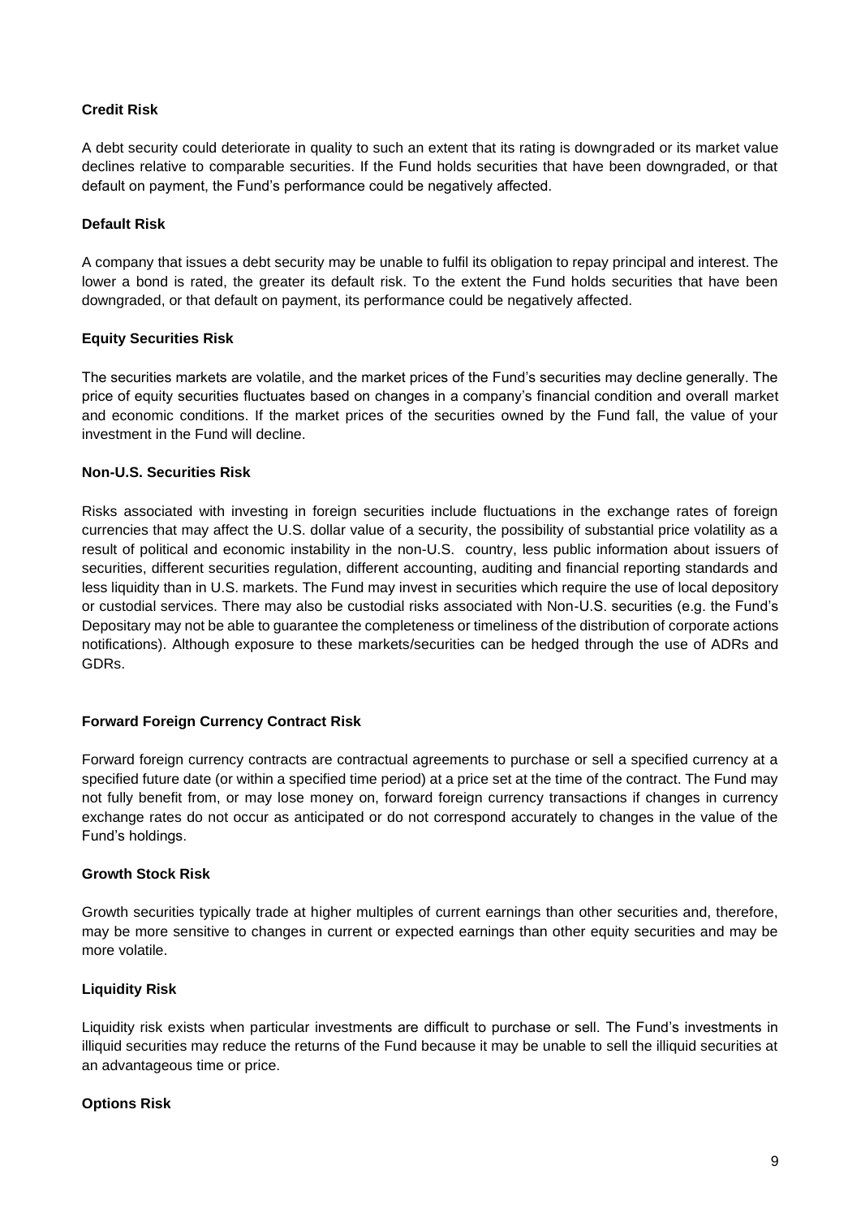**Credit Risk**

A debt security could deteriorate in quality to such an extent that its rating is downgraded or its market value declines relative to comparable securities. If the Fund holds securities that have been downgraded, or that default on payment, the Fund's performance could be negatively affected.

**Default Risk**

A company that issues a debt security may be unable to fulfil its obligation to repay principal and interest. The lower a bond is rated, the greater its default risk. To the extent the Fund holds securities that have been downgraded, or that default on payment, its performance could be negatively affected.

**Equity Securities Risk**

The securities markets are volatile, and the market prices of the Fund's securities may decline generally. The price of equity securities fluctuates based on changes in a company's financial condition and overall market and economic conditions. If the market prices of the securities owned by the Fund fall, the value of your investment in the Fund will decline.

**Non-U.S. Securities Risk**

Risks associated with investing in foreign securities include fluctuations in the exchange rates of foreign currencies that may affect the U.S. dollar value of a security, the possibility of substantial price volatility as a result of political and economic instability in the non-U.S. country, less public information about issuers of securities, different securities regulation, different accounting, auditing and financial reporting standards and less liquidity than in U.S. markets. The Fund may invest in securities which require the use of local depository or custodial services. There may also be custodial risks associated with Non-U.S. securities (e.g. the Fund's Depositary may not be able to guarantee the completeness or timeliness of the distribution of corporate actions notifications). Although exposure to these markets/securities can be hedged through the use of ADRs and GDRs.

**Forward Foreign Currency Contract Risk**

Forward foreign currency contracts are contractual agreements to purchase or sell a specified currency at a specified future date (or within a specified time period) at a price set at the time of the contract. The Fund may not fully benefit from, or may lose money on, forward foreign currency transactions if changes in currency exchange rates do not occur as anticipated or do not correspond accurately to changes in the value of the Fund's holdings.

**Growth Stock Risk**

Growth securities typically trade at higher multiples of current earnings than other securities and, therefore, may be more sensitive to changes in current or expected earnings than other equity securities and may be more volatile.

**Liquidity Risk**

Liquidity risk exists when particular investments are difficult to purchase or sell. The Fund's investments in illiquid securities may reduce the returns of the Fund because it may be unable to sell the illiquid securities at an advantageous time or price.

**Options Risk**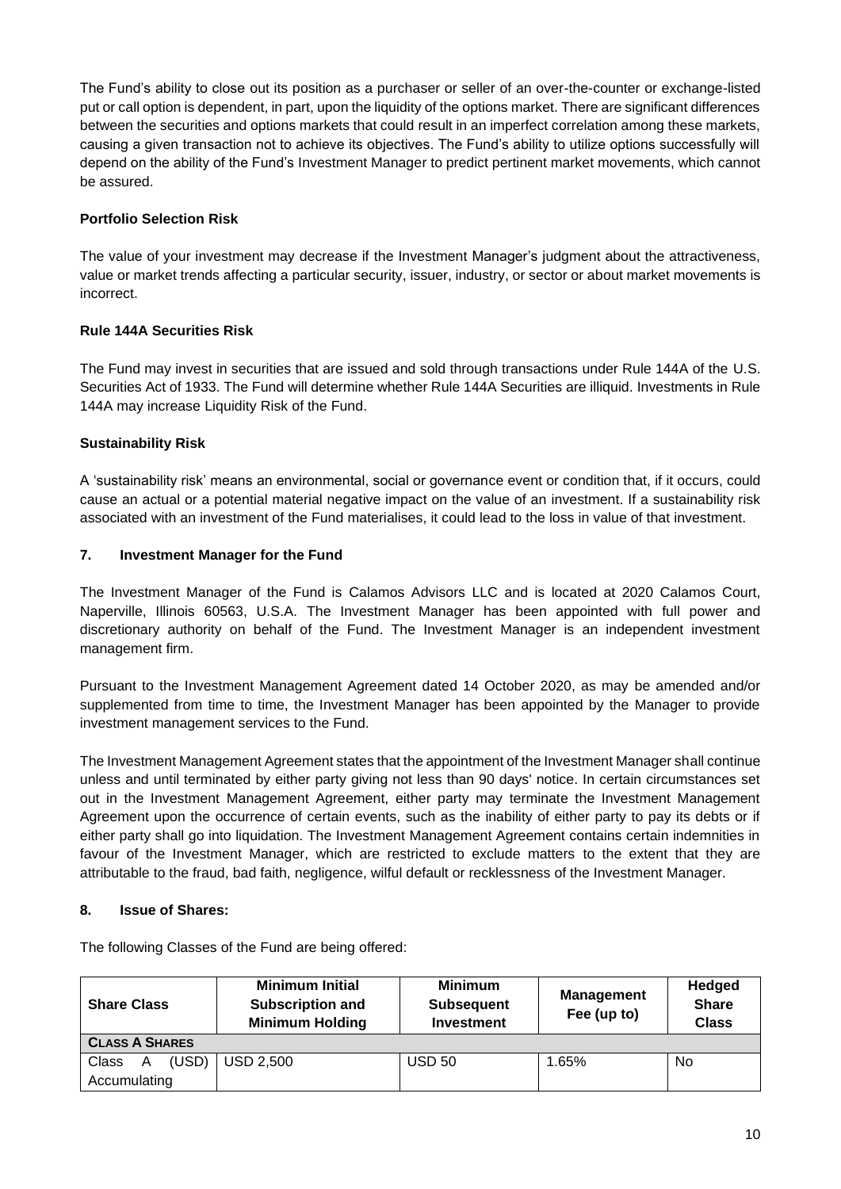The Fund's ability to close out its position as a purchaser or seller of an over-the-counter or exchange-listed put or call option is dependent, in part, upon the liquidity of the options market. There are significant differences between the securities and options markets that could result in an imperfect correlation among these markets, causing a given transaction not to achieve its objectives. The Fund's ability to utilize options successfully will depend on the ability of the Fund's Investment Manager to predict pertinent market movements, which cannot be assured.

**Portfolio Selection Risk**

The value of your investment may decrease if the Investment Manager's judgment about the attractiveness, value or market trends affecting a particular security, issuer, industry, or sector or about market movements is incorrect.

**Rule 144A Securities Risk**

The Fund may invest in securities that are issued and sold through transactions under Rule 144A of the U.S. Securities Act of 1933. The Fund will determine whether Rule 144A Securities are illiquid. Investments in Rule 144A may increase Liquidity Risk of the Fund.

**Sustainability Risk**

A 'sustainability risk' means an environmental, social or governance event or condition that, if it occurs, could cause an actual or a potential material negative impact on the value of an investment. If a sustainability risk associated with an investment of the Fund materialises, it could lead to the loss in value of that investment.

## 7. Investment Manager for the Fund

The Investment Manager of the Fund is Calamos Advisors LLC and is located at 2020 Calamos Court, Naperville, Illinois 60563, U.S.A. The Investment Manager has been appointed with full power and discretionary authority on behalf of the Fund. The Investment Manager is an independent investment management firm.

Pursuant to the Investment Management Agreement dated 14 October 2020, as may be amended and/or supplemented from time to time, the Investment Manager has been appointed by the Manager to provide investment management services to the Fund.

The Investment Management Agreement states that the appointment of the Investment Manager shall continue unless and until terminated by either party giving not less than 90 days' notice. In certain circumstances set out in the Investment Management Agreement, either party may terminate the Investment Management Agreement upon the occurrence of certain events, such as the inability of either party to pay its debts or if either party shall go into liquidation. The Investment Management Agreement contains certain indemnities in favour of the Investment Manager, which are restricted to exclude matters to the extent that they are attributable to the fraud, bad faith, negligence, wilful default or recklessness of the Investment Manager.

## 8. Issue of Shares:

The following Classes of the Fund are being offered:

| Share Class | Minimum Initial Subscription and Minimum Holding | Minimum Subsequent Investment | Management Fee (up to) | Hedged Share Class |
|---|---|---|---|---|
| **CLASS A SHARES** | | | | |
| Class A (USD) Accumulating | USD 2,500 | USD 50 | 1.65% | No |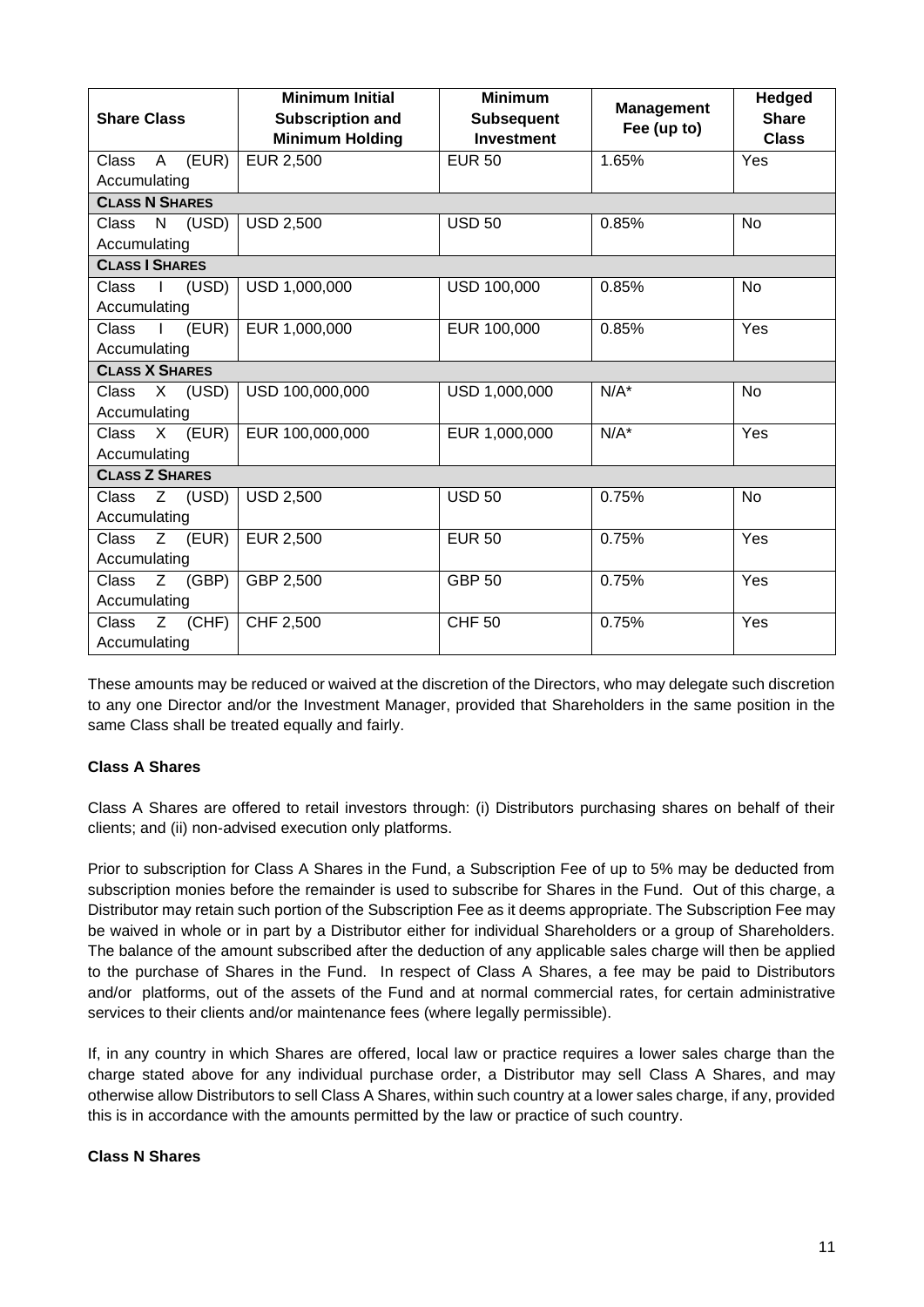| Share Class | Minimum Initial Subscription and Minimum Holding | Minimum Subsequent Investment | Management Fee (up to) | Hedged Share Class |
|---|---|---|---|---|
| Class A (EUR) Accumulating | EUR 2,500 | EUR 50 | 1.65% | Yes |
| **CLASS N SHARES** | | | | |
| Class N (USD) Accumulating | USD 2,500 | USD 50 | 0.85% | No |
| **CLASS I SHARES** | | | | |
| Class I (USD) Accumulating | USD 1,000,000 | USD 100,000 | 0.85% | No |
| Class I (EUR) Accumulating | EUR 1,000,000 | EUR 100,000 | 0.85% | Yes |
| **CLASS X SHARES** | | | | |
| Class X (USD) Accumulating | USD 100,000,000 | USD 1,000,000 | N/A* | No |
| Class X (EUR) Accumulating | EUR 100,000,000 | EUR 1,000,000 | N/A* | Yes |
| **CLASS Z SHARES** | | | | |
| Class Z (USD) Accumulating | USD 2,500 | USD 50 | 0.75% | No |
| Class Z (EUR) Accumulating | EUR 2,500 | EUR 50 | 0.75% | Yes |
| Class Z (GBP) Accumulating | GBP 2,500 | GBP 50 | 0.75% | Yes |
| Class Z (CHF) Accumulating | CHF 2,500 | CHF 50 | 0.75% | Yes |

These amounts may be reduced or waived at the discretion of the Directors, who may delegate such discretion to any one Director and/or the Investment Manager, provided that Shareholders in the same position in the same Class shall be treated equally and fairly.

**Class A Shares**

Class A Shares are offered to retail investors through: (i) Distributors purchasing shares on behalf of their clients; and (ii) non-advised execution only platforms.

Prior to subscription for Class A Shares in the Fund, a Subscription Fee of up to 5% may be deducted from subscription monies before the remainder is used to subscribe for Shares in the Fund. Out of this charge, a Distributor may retain such portion of the Subscription Fee as it deems appropriate. The Subscription Fee may be waived in whole or in part by a Distributor either for individual Shareholders or a group of Shareholders. The balance of the amount subscribed after the deduction of any applicable sales charge will then be applied to the purchase of Shares in the Fund. In respect of Class A Shares, a fee may be paid to Distributors and/or platforms, out of the assets of the Fund and at normal commercial rates, for certain administrative services to their clients and/or maintenance fees (where legally permissible).

If, in any country in which Shares are offered, local law or practice requires a lower sales charge than the charge stated above for any individual purchase order, a Distributor may sell Class A Shares, and may otherwise allow Distributors to sell Class A Shares, within such country at a lower sales charge, if any, provided this is in accordance with the amounts permitted by the law or practice of such country.

**Class N Shares**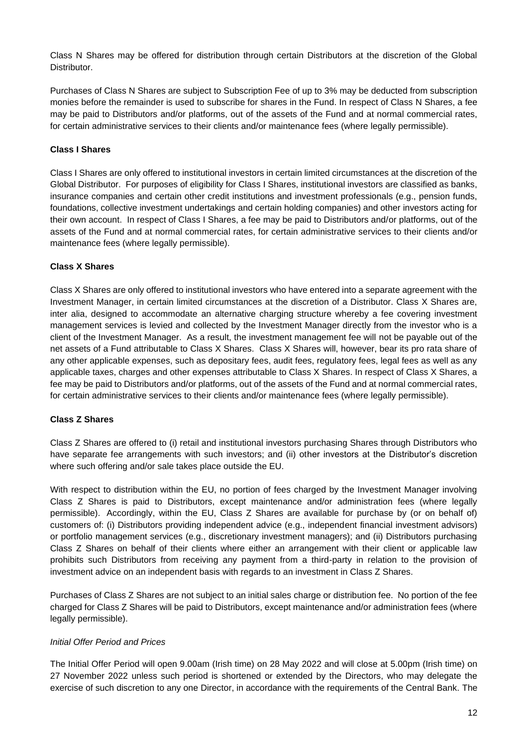Class N Shares may be offered for distribution through certain Distributors at the discretion of the Global Distributor.

Purchases of Class N Shares are subject to Subscription Fee of up to 3% may be deducted from subscription monies before the remainder is used to subscribe for shares in the Fund. In respect of Class N Shares, a fee may be paid to Distributors and/or platforms, out of the assets of the Fund and at normal commercial rates, for certain administrative services to their clients and/or maintenance fees (where legally permissible).

**Class I Shares**

Class I Shares are only offered to institutional investors in certain limited circumstances at the discretion of the Global Distributor. For purposes of eligibility for Class I Shares, institutional investors are classified as banks, insurance companies and certain other credit institutions and investment professionals (e.g., pension funds, foundations, collective investment undertakings and certain holding companies) and other investors acting for their own account. In respect of Class I Shares, a fee may be paid to Distributors and/or platforms, out of the assets of the Fund and at normal commercial rates, for certain administrative services to their clients and/or maintenance fees (where legally permissible).

**Class X Shares**

Class X Shares are only offered to institutional investors who have entered into a separate agreement with the Investment Manager, in certain limited circumstances at the discretion of a Distributor. Class X Shares are, inter alia, designed to accommodate an alternative charging structure whereby a fee covering investment management services is levied and collected by the Investment Manager directly from the investor who is a client of the Investment Manager. As a result, the investment management fee will not be payable out of the net assets of a Fund attributable to Class X Shares. Class X Shares will, however, bear its pro rata share of any other applicable expenses, such as depositary fees, audit fees, regulatory fees, legal fees as well as any applicable taxes, charges and other expenses attributable to Class X Shares. In respect of Class X Shares, a fee may be paid to Distributors and/or platforms, out of the assets of the Fund and at normal commercial rates, for certain administrative services to their clients and/or maintenance fees (where legally permissible).

**Class Z Shares**

Class Z Shares are offered to (i) retail and institutional investors purchasing Shares through Distributors who have separate fee arrangements with such investors; and (ii) other investors at the Distributor's discretion where such offering and/or sale takes place outside the EU.

With respect to distribution within the EU, no portion of fees charged by the Investment Manager involving Class Z Shares is paid to Distributors, except maintenance and/or administration fees (where legally permissible). Accordingly, within the EU, Class Z Shares are available for purchase by (or on behalf of) customers of: (i) Distributors providing independent advice (e.g., independent financial investment advisors) or portfolio management services (e.g., discretionary investment managers); and (ii) Distributors purchasing Class Z Shares on behalf of their clients where either an arrangement with their client or applicable law prohibits such Distributors from receiving any payment from a third-party in relation to the provision of investment advice on an independent basis with regards to an investment in Class Z Shares.

Purchases of Class Z Shares are not subject to an initial sales charge or distribution fee. No portion of the fee charged for Class Z Shares will be paid to Distributors, except maintenance and/or administration fees (where legally permissible).

*Initial Offer Period and Prices*

The Initial Offer Period will open 9.00am (Irish time) on 28 May 2022 and will close at 5.00pm (Irish time) on 27 November 2022 unless such period is shortened or extended by the Directors, who may delegate the exercise of such discretion to any one Director, in accordance with the requirements of the Central Bank. The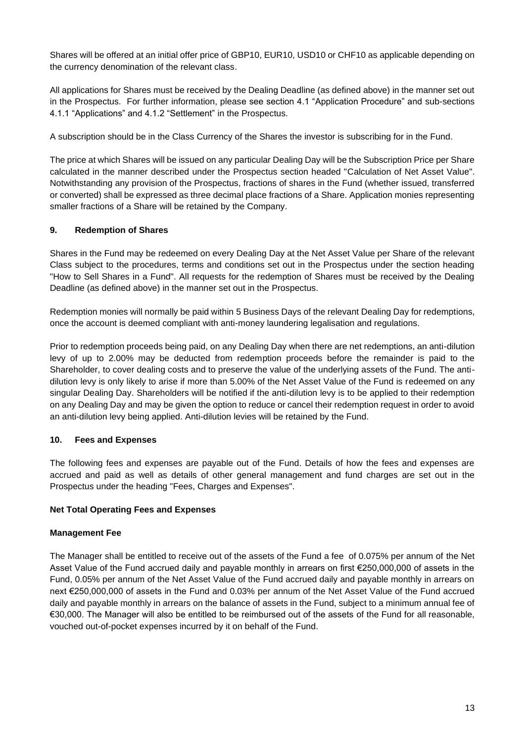Shares will be offered at an initial offer price of GBP10, EUR10, USD10 or CHF10 as applicable depending on the currency denomination of the relevant class.

All applications for Shares must be received by the Dealing Deadline (as defined above) in the manner set out in the Prospectus. For further information, please see section 4.1 "Application Procedure" and sub-sections 4.1.1 "Applications" and 4.1.2 "Settlement" in the Prospectus.

A subscription should be in the Class Currency of the Shares the investor is subscribing for in the Fund.

The price at which Shares will be issued on any particular Dealing Day will be the Subscription Price per Share calculated in the manner described under the Prospectus section headed "Calculation of Net Asset Value". Notwithstanding any provision of the Prospectus, fractions of shares in the Fund (whether issued, transferred or converted) shall be expressed as three decimal place fractions of a Share. Application monies representing smaller fractions of a Share will be retained by the Company.

## 9. Redemption of Shares

Shares in the Fund may be redeemed on every Dealing Day at the Net Asset Value per Share of the relevant Class subject to the procedures, terms and conditions set out in the Prospectus under the section heading "How to Sell Shares in a Fund". All requests for the redemption of Shares must be received by the Dealing Deadline (as defined above) in the manner set out in the Prospectus.

Redemption monies will normally be paid within 5 Business Days of the relevant Dealing Day for redemptions, once the account is deemed compliant with anti-money laundering legalisation and regulations.

Prior to redemption proceeds being paid, on any Dealing Day when there are net redemptions, an anti-dilution levy of up to 2.00% may be deducted from redemption proceeds before the remainder is paid to the Shareholder, to cover dealing costs and to preserve the value of the underlying assets of the Fund. The anti-dilution levy is only likely to arise if more than 5.00% of the Net Asset Value of the Fund is redeemed on any singular Dealing Day. Shareholders will be notified if the anti-dilution levy is to be applied to their redemption on any Dealing Day and may be given the option to reduce or cancel their redemption request in order to avoid an anti-dilution levy being applied. Anti-dilution levies will be retained by the Fund.

## 10. Fees and Expenses

The following fees and expenses are payable out of the Fund. Details of how the fees and expenses are accrued and paid as well as details of other general management and fund charges are set out in the Prospectus under the heading "Fees, Charges and Expenses".

**Net Total Operating Fees and Expenses**

**Management Fee**

The Manager shall be entitled to receive out of the assets of the Fund a fee of 0.075% per annum of the Net Asset Value of the Fund accrued daily and payable monthly in arrears on first €250,000,000 of assets in the Fund, 0.05% per annum of the Net Asset Value of the Fund accrued daily and payable monthly in arrears on next €250,000,000 of assets in the Fund and 0.03% per annum of the Net Asset Value of the Fund accrued daily and payable monthly in arrears on the balance of assets in the Fund, subject to a minimum annual fee of €30,000. The Manager will also be entitled to be reimbursed out of the assets of the Fund for all reasonable, vouched out-of-pocket expenses incurred by it on behalf of the Fund.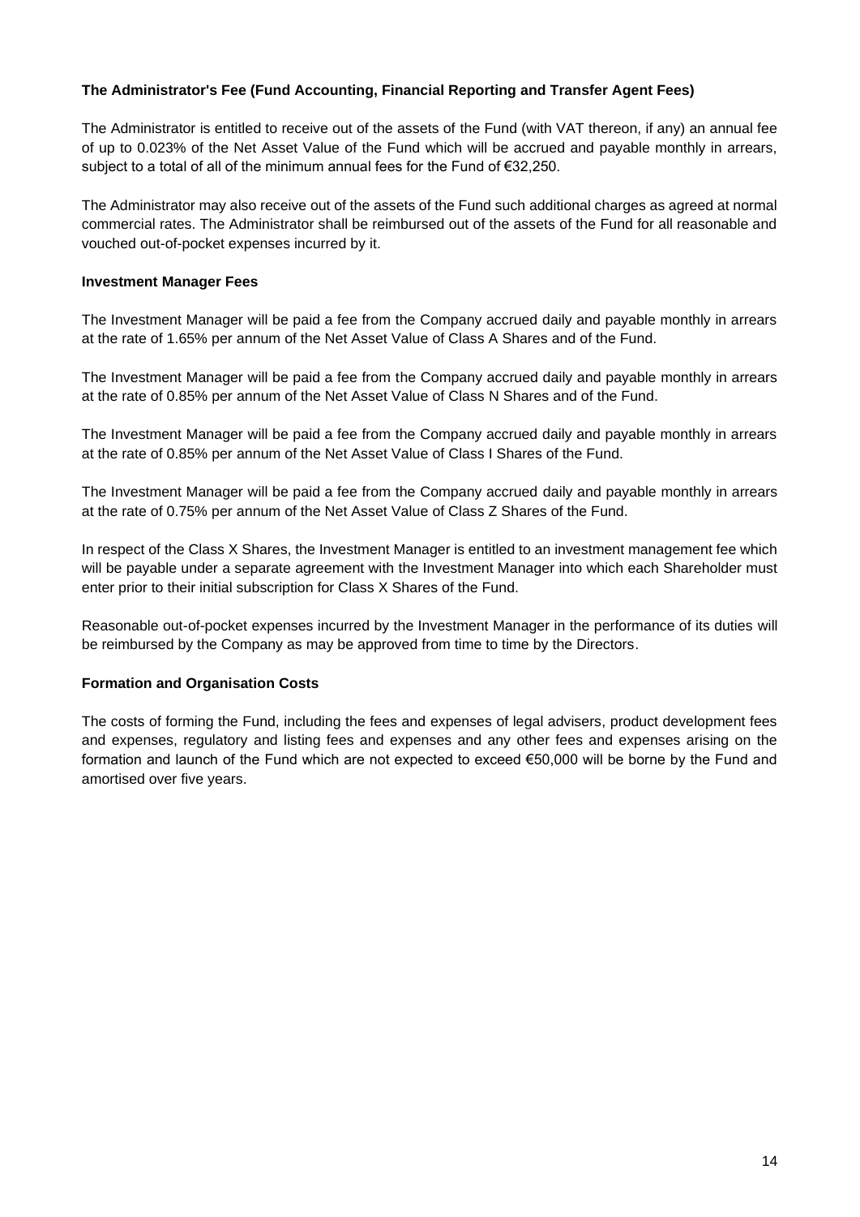**The Administrator's Fee (Fund Accounting, Financial Reporting and Transfer Agent Fees)**

The Administrator is entitled to receive out of the assets of the Fund (with VAT thereon, if any) an annual fee of up to 0.023% of the Net Asset Value of the Fund which will be accrued and payable monthly in arrears, subject to a total of all of the minimum annual fees for the Fund of €32,250.

The Administrator may also receive out of the assets of the Fund such additional charges as agreed at normal commercial rates. The Administrator shall be reimbursed out of the assets of the Fund for all reasonable and vouched out-of-pocket expenses incurred by it.

**Investment Manager Fees**

The Investment Manager will be paid a fee from the Company accrued daily and payable monthly in arrears at the rate of 1.65% per annum of the Net Asset Value of Class A Shares and of the Fund.

The Investment Manager will be paid a fee from the Company accrued daily and payable monthly in arrears at the rate of 0.85% per annum of the Net Asset Value of Class N Shares and of the Fund.

The Investment Manager will be paid a fee from the Company accrued daily and payable monthly in arrears at the rate of 0.85% per annum of the Net Asset Value of Class I Shares of the Fund.

The Investment Manager will be paid a fee from the Company accrued daily and payable monthly in arrears at the rate of 0.75% per annum of the Net Asset Value of Class Z Shares of the Fund.

In respect of the Class X Shares, the Investment Manager is entitled to an investment management fee which will be payable under a separate agreement with the Investment Manager into which each Shareholder must enter prior to their initial subscription for Class X Shares of the Fund.

Reasonable out-of-pocket expenses incurred by the Investment Manager in the performance of its duties will be reimbursed by the Company as may be approved from time to time by the Directors.

**Formation and Organisation Costs**

The costs of forming the Fund, including the fees and expenses of legal advisers, product development fees and expenses, regulatory and listing fees and expenses and any other fees and expenses arising on the formation and launch of the Fund which are not expected to exceed €50,000 will be borne by the Fund and amortised over five years.